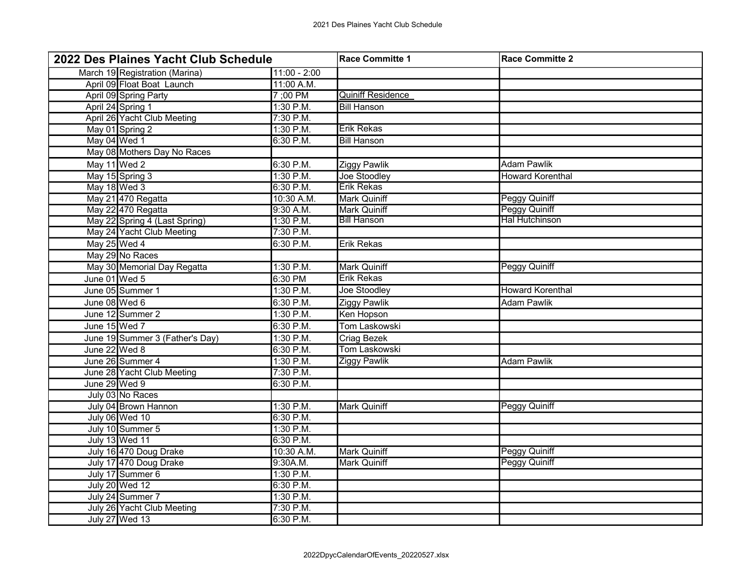| 2022 Des Plaines Yacht Club Schedule | | | Race Committe 1 | Race Committe 2 |
|---|---|---|---|---|
| March 19 | Registration (Marina) | 11:00 - 2:00 | | |
| April 09 | Float Boat Launch | 11:00 A.M. | | |
| April 09 | Spring Party | 7 ;00 PM | Quiniff Residence | |
| April 24 | Spring 1 | 1:30 P.M. | Bill Hanson | |
| April 26 | Yacht Club Meeting | 7:30 P.M. | | |
| May 01 | Spring 2 | 1:30 P.M. | Erik Rekas | |
| May 04 | Wed 1 | 6:30 P.M. | Bill Hanson | |
| May 08 | Mothers Day No Races | | | |
| May 11 | Wed 2 | 6:30 P.M. | Ziggy Pawlik | Adam Pawlik |
| May 15 | Spring 3 | 1:30 P.M. | Joe Stoodley | Howard Korenthal |
| May 18 | Wed 3 | 6:30 P.M. | Erik Rekas | |
| May 21 | 470 Regatta | 10:30 A.M. | Mark Quiniff | Peggy Quiniff |
| May 22 | 470 Regatta | 9:30 A.M. | Mark Quiniff | Peggy Quiniff |
| May 22 | Spring 4 (Last Spring) | 1:30 P.M. | Bill Hanson | Hal Hutchinson |
| May 24 | Yacht Club Meeting | 7:30 P.M. | | |
| May 25 | Wed 4 | 6:30 P.M. | Erik Rekas | |
| May 29 | No Races | | | |
| May 30 | Memorial Day Regatta | 1:30 P.M. | Mark Quiniff | Peggy Quiniff |
| June 01 | Wed 5 | 6:30 PM | Erik Rekas | |
| June 05 | Summer 1 | 1:30 P.M. | Joe Stoodley | Howard Korenthal |
| June 08 | Wed 6 | 6:30 P.M. | Ziggy Pawlik | Adam Pawlik |
| June 12 | Summer 2 | 1:30 P.M. | Ken Hopson | |
| June 15 | Wed 7 | 6:30 P.M. | Tom Laskowski | |
| June 19 | Summer 3 (Father's Day) | 1:30 P.M. | Criag Bezek | |
| June 22 | Wed 8 | 6:30 P.M. | Tom Laskowski | |
| June 26 | Summer 4 | 1:30 P.M. | Ziggy Pawlik | Adam Pawlik |
| June 28 | Yacht Club Meeting | 7:30 P.M. | | |
| June 29 | Wed 9 | 6:30 P.M. | | |
| July 03 | No Races | | | |
| July 04 | Brown Hannon | 1:30 P.M. | Mark Quiniff | Peggy Quiniff |
| July 06 | Wed 10 | 6:30 P.M. | | |
| July 10 | Summer 5 | 1:30 P.M. | | |
| July 13 | Wed 11 | 6:30 P.M. | | |
| July 16 | 470 Doug Drake | 10:30 A.M. | Mark Quiniff | Peggy Quiniff |
| July 17 | 470 Doug Drake | 9:30A.M. | Mark Quiniff | Peggy Quiniff |
| July 17 | Summer 6 | 1:30 P.M. | | |
| July 20 | Wed 12 | 6:30 P.M. | | |
| July 24 | Summer 7 | 1:30 P.M. | | |
| July 26 | Yacht Club Meeting | 7:30 P.M. | | |
| July 27 | Wed 13 | 6:30 P.M. | | |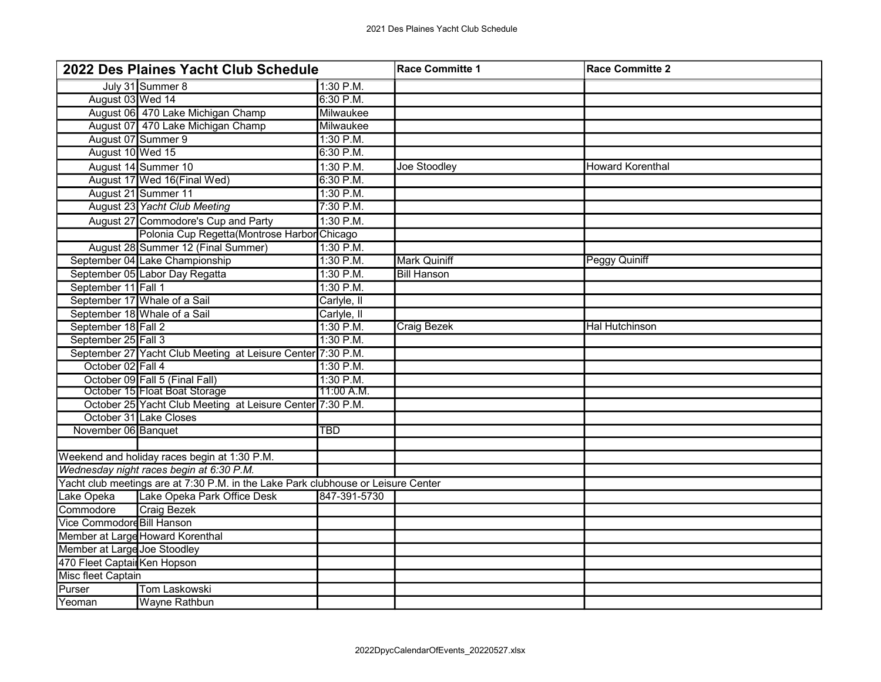| 2022 Des Plaines Yacht Club Schedule | | | Race Committe 1 | Race Committe 2 |
|---|---|---|---|---|
| July 31 | Summer 8 | 1:30 P.M. | | |
| August 03 | Wed 14 | 6:30 P.M. | | |
| August 06 | 470 Lake Michigan Champ | Milwaukee | | |
| August 07 | 470 Lake Michigan Champ | Milwaukee | | |
| August 07 | Summer 9 | 1:30 P.M. | | |
| August 10 | Wed 15 | 6:30 P.M. | | |
| August 14 | Summer 10 | 1:30 P.M. | Joe Stoodley | Howard Korenthal |
| August 17 | Wed 16(Final Wed) | 6:30 P.M. | | |
| August 21 | Summer 11 | 1:30 P.M. | | |
| August 23 | *Yacht Club Meeting* | 7:30 P.M. | | |
| August 27 | Commodore's Cup and Party | 1:30 P.M. | | |
| | Polonia Cup Regetta(Montrose Harbor | Chicago | | |
| August 28 | Summer 12 (Final Summer) | 1:30 P.M. | | |
| September 04 | Lake Championship | 1:30 P.M. | Mark Quiniff | Peggy Quiniff |
| September 05 | Labor Day Regatta | 1:30 P.M. | Bill Hanson | |
| September 11 | Fall 1 | 1:30 P.M. | | |
| September 17 | Whale of a Sail | Carlyle, Il | | |
| September 18 | Whale of a Sail | Carlyle, Il | | |
| September 18 | Fall 2 | 1:30 P.M. | Craig Bezek | Hal Hutchinson |
| September 25 | Fall 3 | 1:30 P.M. | | |
| September 27 | Yacht Club Meeting at Leisure Center | 7:30 P.M. | | |
| October 02 | Fall 4 | 1:30 P.M. | | |
| October 09 | Fall 5 (Final Fall) | 1:30 P.M. | | |
| October 15 | Float Boat Storage | 11:00 A.M. | | |
| October 25 | Yacht Club Meeting at Leisure Center | 7:30 P.M. | | |
| October 31 | Lake Closes | | | |
| November 06 | Banquet | TBD | | |
| | | | | |
| Weekend and holiday races begin at 1:30 P.M. | | | | |
| *Wednesday night races begin at 6:30 P.M.* | | | | |
| Yacht club meetings are at 7:30 P.M. in the Lake Park clubhouse or Leisure Center | | | | |
| Lake Opeka | Lake Opeka Park Office Desk | 847-391-5730 | | |
| Commodore | Craig Bezek | | | |
| Vice Commodore | Bill Hanson | | | |
| Member at Large | Howard Korenthal | | | |
| Member at Large | Joe Stoodley | | | |
| 470 Fleet Captain | Ken Hopson | | | |
| Misc fleet Captain | | | | |
| Purser | Tom Laskowski | | | |
| Yeoman | Wayne Rathbun | | | |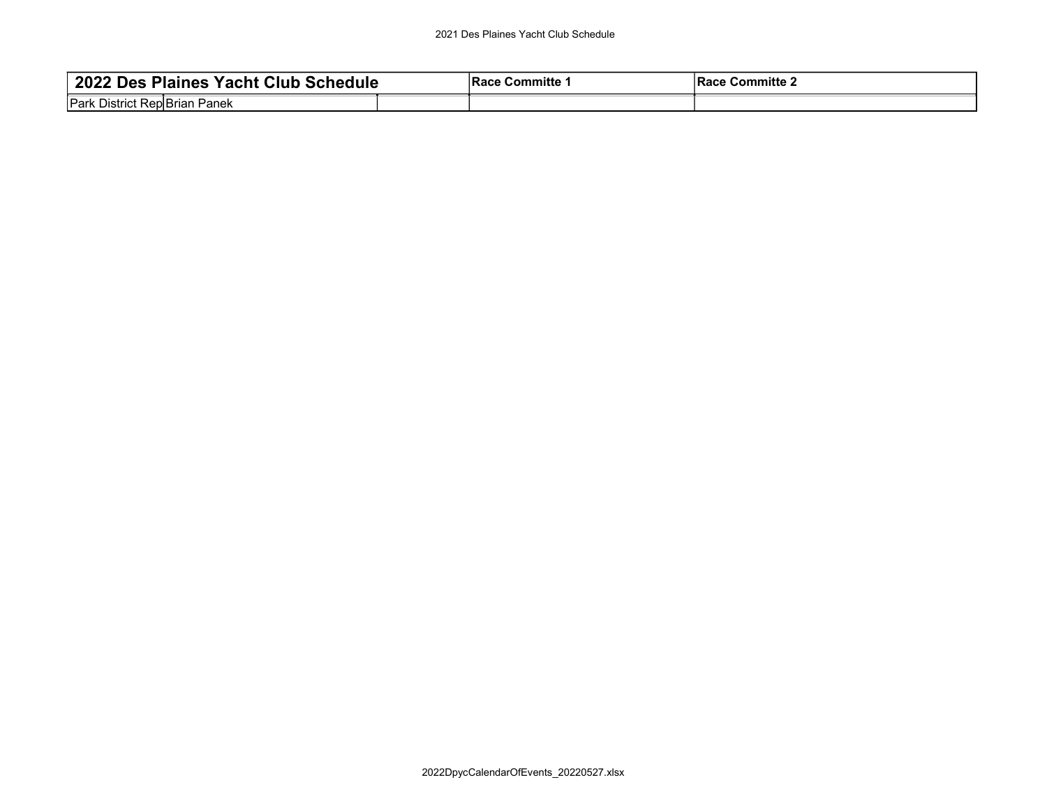| 2022 Des Plaines Yacht Club Schedule | | | Race Committe 1 | Race Committe 2 |
|---|---|---|---|---|
| Park District Rep | Brian Panek | | | |